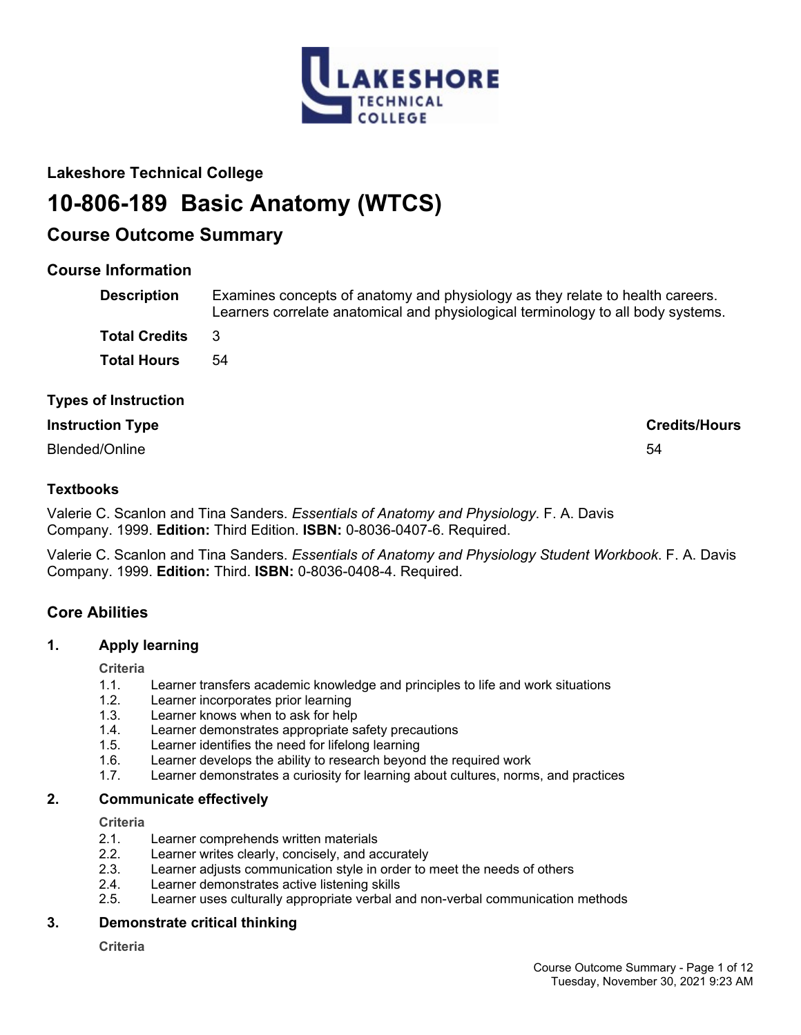**Lakeshore Technical College**

# 10-806-189 Basic Anatomy (WTCS)

## Course Outcome Summary

### Course Information

| | |
|---|---|
| **Description** | Examines concepts of anatomy and physiology as they relate to health careers. Learners correlate anatomical and physiological terminology to all body systems. |
| **Total Credits** | 3 |
| **Total Hours** | 54 |

### Types of Instruction

| Instruction Type | Credits/Hours |
|---|---|
| Blended/Online | 54 |

### Textbooks

Valerie C. Scanlon and Tina Sanders. *Essentials of Anatomy and Physiology*. F. A. Davis Company. 1999. **Edition:** Third Edition. **ISBN:** 0-8036-0407-6. Required.

Valerie C. Scanlon and Tina Sanders. *Essentials of Anatomy and Physiology Student Workbook*. F. A. Davis Company. 1999. **Edition:** Third. **ISBN:** 0-8036-0408-4. Required.

### Core Abilities

**1. Apply learning**

Criteria

1.1. Learner transfers academic knowledge and principles to life and work situations
1.2. Learner incorporates prior learning
1.3. Learner knows when to ask for help
1.4. Learner demonstrates appropriate safety precautions
1.5. Learner identifies the need for lifelong learning
1.6. Learner develops the ability to research beyond the required work
1.7. Learner demonstrates a curiosity for learning about cultures, norms, and practices

**2. Communicate effectively**

Criteria

2.1. Learner comprehends written materials
2.2. Learner writes clearly, concisely, and accurately
2.3. Learner adjusts communication style in order to meet the needs of others
2.4. Learner demonstrates active listening skills
2.5. Learner uses culturally appropriate verbal and non-verbal communication methods

**3. Demonstrate critical thinking**

Criteria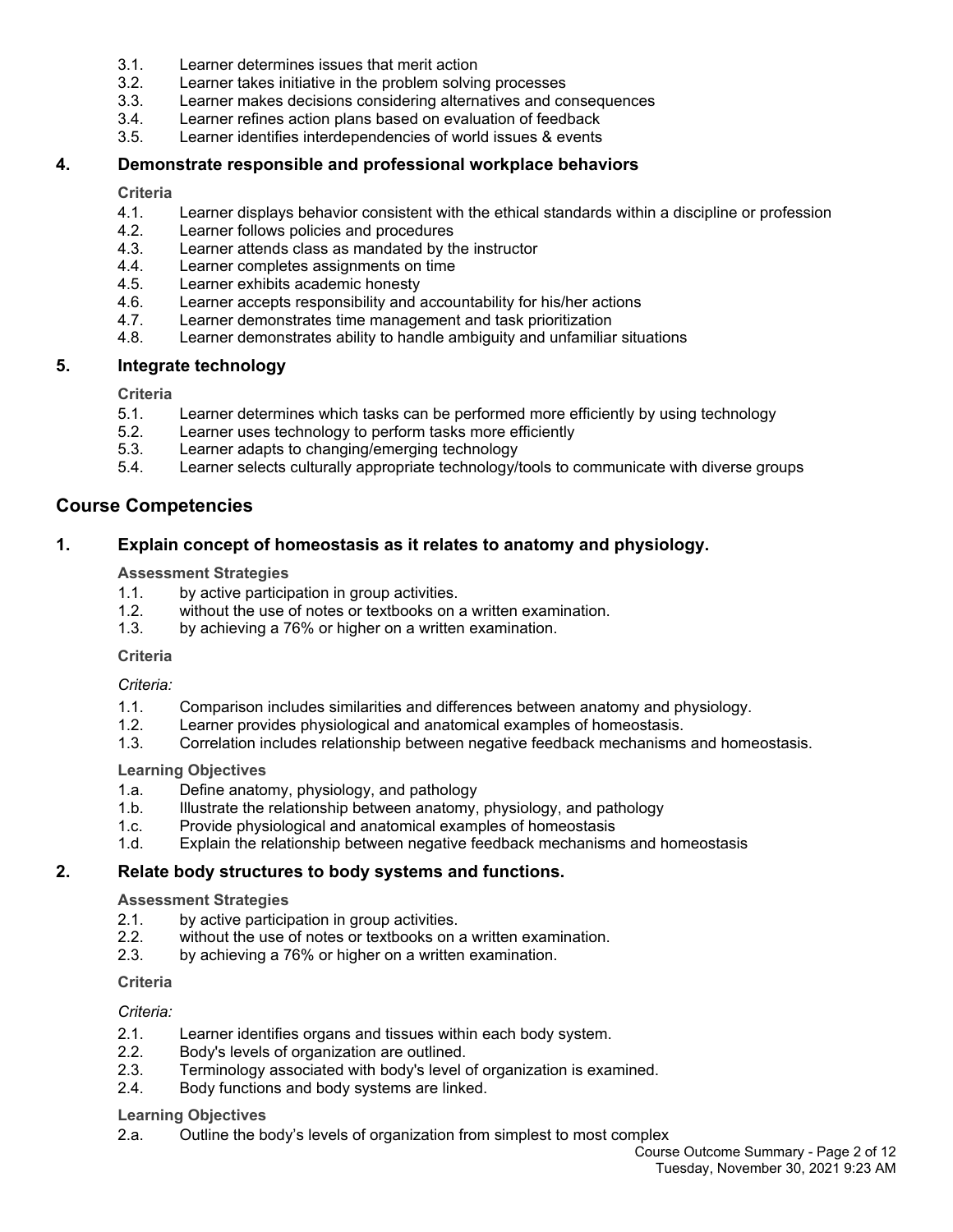3.1. Learner determines issues that merit action
3.2. Learner takes initiative in the problem solving processes
3.3. Learner makes decisions considering alternatives and consequences
3.4. Learner refines action plans based on evaluation of feedback
3.5. Learner identifies interdependencies of world issues & events

### 4. Demonstrate responsible and professional workplace behaviors

**Criteria**

4.1. Learner displays behavior consistent with the ethical standards within a discipline or profession
4.2. Learner follows policies and procedures
4.3. Learner attends class as mandated by the instructor
4.4. Learner completes assignments on time
4.5. Learner exhibits academic honesty
4.6. Learner accepts responsibility and accountability for his/her actions
4.7. Learner demonstrates time management and task prioritization
4.8. Learner demonstrates ability to handle ambiguity and unfamiliar situations

### 5. Integrate technology

**Criteria**

5.1. Learner determines which tasks can be performed more efficiently by using technology
5.2. Learner uses technology to perform tasks more efficiently
5.3. Learner adapts to changing/emerging technology
5.4. Learner selects culturally appropriate technology/tools to communicate with diverse groups

## Course Competencies

### 1. Explain concept of homeostasis as it relates to anatomy and physiology.

**Assessment Strategies**

1.1. by active participation in group activities.
1.2. without the use of notes or textbooks on a written examination.
1.3. by achieving a 76% or higher on a written examination.

**Criteria**

*Criteria:*

1.1. Comparison includes similarities and differences between anatomy and physiology.
1.2. Learner provides physiological and anatomical examples of homeostasis.
1.3. Correlation includes relationship between negative feedback mechanisms and homeostasis.

**Learning Objectives**

1.a. Define anatomy, physiology, and pathology
1.b. Illustrate the relationship between anatomy, physiology, and pathology
1.c. Provide physiological and anatomical examples of homeostasis
1.d. Explain the relationship between negative feedback mechanisms and homeostasis

### 2. Relate body structures to body systems and functions.

**Assessment Strategies**

2.1. by active participation in group activities.
2.2. without the use of notes or textbooks on a written examination.
2.3. by achieving a 76% or higher on a written examination.

**Criteria**

*Criteria:*

2.1. Learner identifies organs and tissues within each body system.
2.2. Body's levels of organization are outlined.
2.3. Terminology associated with body's level of organization is examined.
2.4. Body functions and body systems are linked.

**Learning Objectives**

2.a. Outline the body’s levels of organization from simplest to most complex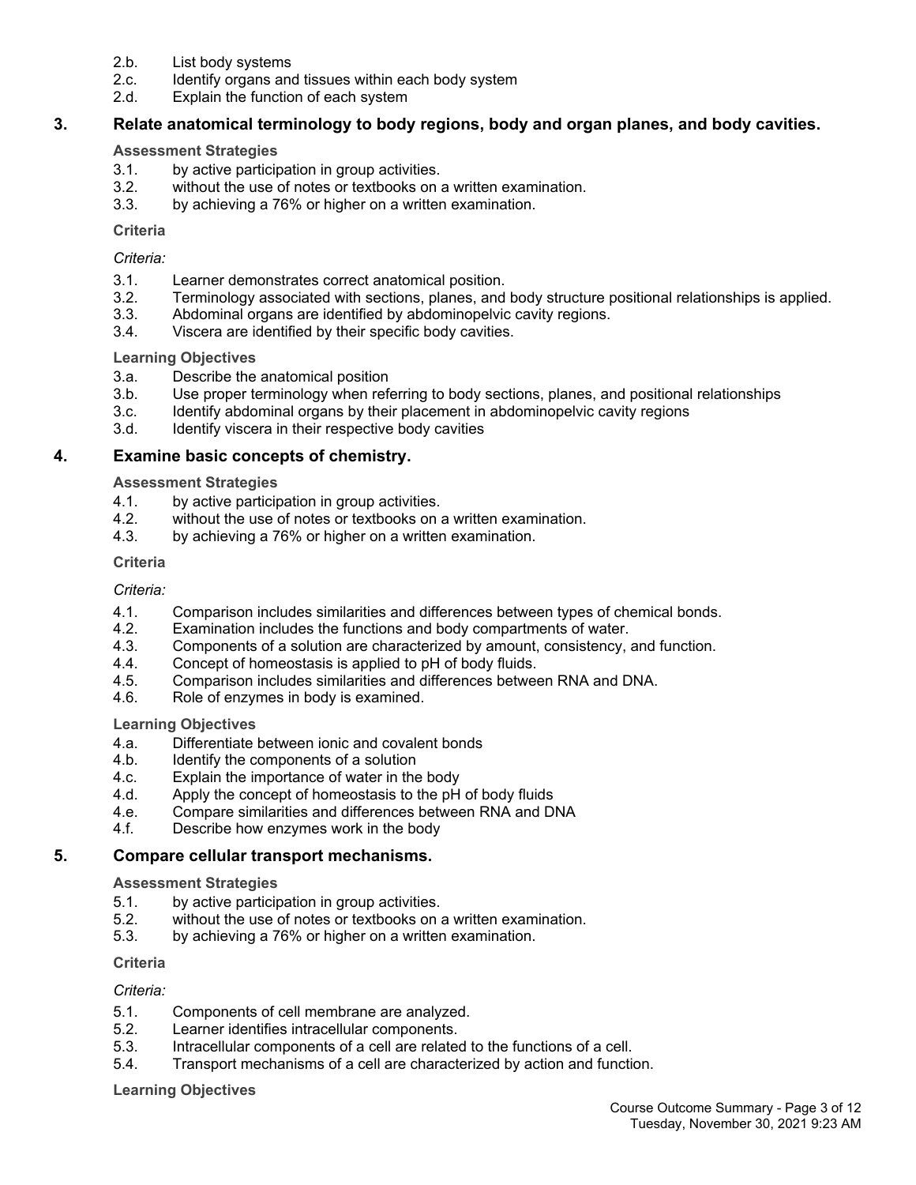2.b. List body systems
2.c. Identify organs and tissues within each body system
2.d. Explain the function of each system

### 3. Relate anatomical terminology to body regions, body and organ planes, and body cavities.

**Assessment Strategies**

3.1. by active participation in group activities.
3.2. without the use of notes or textbooks on a written examination.
3.3. by achieving a 76% or higher on a written examination.

**Criteria**

*Criteria:*

3.1. Learner demonstrates correct anatomical position.
3.2. Terminology associated with sections, planes, and body structure positional relationships is applied.
3.3. Abdominal organs are identified by abdominopelvic cavity regions.
3.4. Viscera are identified by their specific body cavities.

**Learning Objectives**

3.a. Describe the anatomical position
3.b. Use proper terminology when referring to body sections, planes, and positional relationships
3.c. Identify abdominal organs by their placement in abdominopelvic cavity regions
3.d. Identify viscera in their respective body cavities

### 4. Examine basic concepts of chemistry.

**Assessment Strategies**

4.1. by active participation in group activities.
4.2. without the use of notes or textbooks on a written examination.
4.3. by achieving a 76% or higher on a written examination.

**Criteria**

*Criteria:*

4.1. Comparison includes similarities and differences between types of chemical bonds.
4.2. Examination includes the functions and body compartments of water.
4.3. Components of a solution are characterized by amount, consistency, and function.
4.4. Concept of homeostasis is applied to pH of body fluids.
4.5. Comparison includes similarities and differences between RNA and DNA.
4.6. Role of enzymes in body is examined.

**Learning Objectives**

4.a. Differentiate between ionic and covalent bonds
4.b. Identify the components of a solution
4.c. Explain the importance of water in the body
4.d. Apply the concept of homeostasis to the pH of body fluids
4.e. Compare similarities and differences between RNA and DNA
4.f. Describe how enzymes work in the body

### 5. Compare cellular transport mechanisms.

**Assessment Strategies**

5.1. by active participation in group activities.
5.2. without the use of notes or textbooks on a written examination.
5.3. by achieving a 76% or higher on a written examination.

**Criteria**

*Criteria:*

5.1. Components of cell membrane are analyzed.
5.2. Learner identifies intracellular components.
5.3. Intracellular components of a cell are related to the functions of a cell.
5.4. Transport mechanisms of a cell are characterized by action and function.

**Learning Objectives**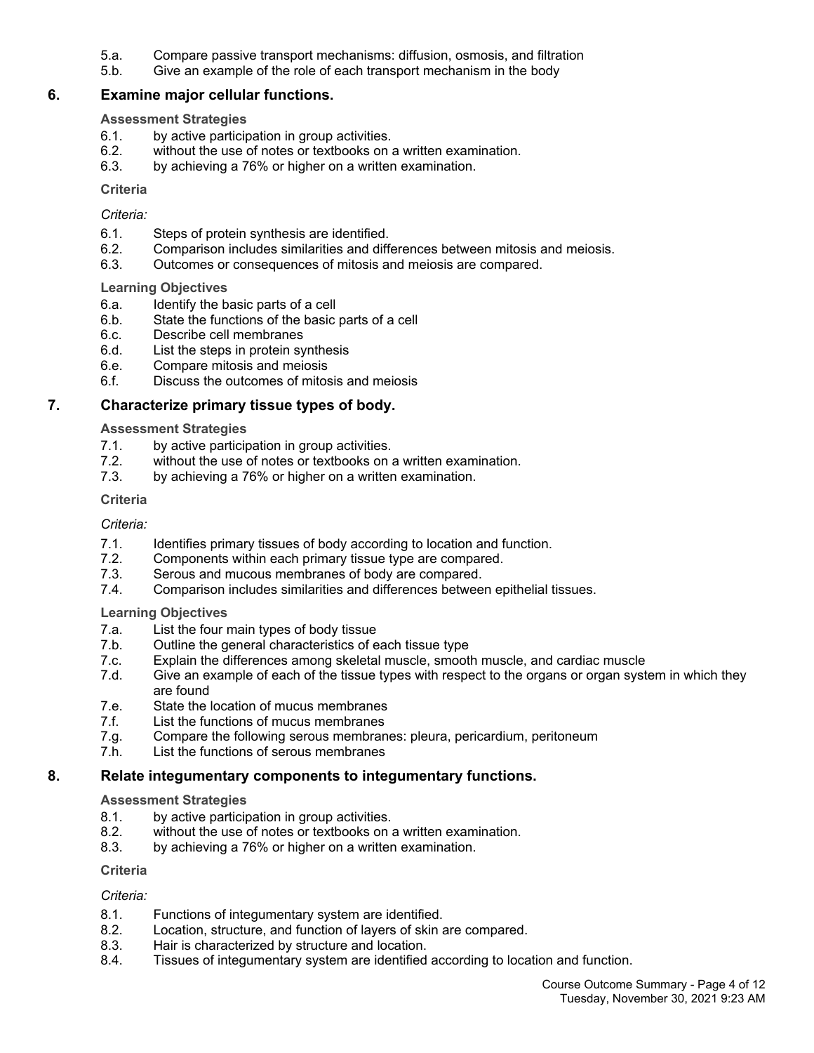5.a. Compare passive transport mechanisms: diffusion, osmosis, and filtration
5.b. Give an example of the role of each transport mechanism in the body

## 6. Examine major cellular functions.

**Assessment Strategies**

6.1. by active participation in group activities.
6.2. without the use of notes or textbooks on a written examination.
6.3. by achieving a 76% or higher on a written examination.

**Criteria**

*Criteria:*

6.1. Steps of protein synthesis are identified.
6.2. Comparison includes similarities and differences between mitosis and meiosis.
6.3. Outcomes or consequences of mitosis and meiosis are compared.

**Learning Objectives**

6.a. Identify the basic parts of a cell
6.b. State the functions of the basic parts of a cell
6.c. Describe cell membranes
6.d. List the steps in protein synthesis
6.e. Compare mitosis and meiosis
6.f. Discuss the outcomes of mitosis and meiosis

## 7. Characterize primary tissue types of body.

**Assessment Strategies**

7.1. by active participation in group activities.
7.2. without the use of notes or textbooks on a written examination.
7.3. by achieving a 76% or higher on a written examination.

**Criteria**

*Criteria:*

7.1. Identifies primary tissues of body according to location and function.
7.2. Components within each primary tissue type are compared.
7.3. Serous and mucous membranes of body are compared.
7.4. Comparison includes similarities and differences between epithelial tissues.

**Learning Objectives**

7.a. List the four main types of body tissue
7.b. Outline the general characteristics of each tissue type
7.c. Explain the differences among skeletal muscle, smooth muscle, and cardiac muscle
7.d. Give an example of each of the tissue types with respect to the organs or organ system in which they are found
7.e. State the location of mucus membranes
7.f. List the functions of mucus membranes
7.g. Compare the following serous membranes: pleura, pericardium, peritoneum
7.h. List the functions of serous membranes

## 8. Relate integumentary components to integumentary functions.

**Assessment Strategies**

8.1. by active participation in group activities.
8.2. without the use of notes or textbooks on a written examination.
8.3. by achieving a 76% or higher on a written examination.

**Criteria**

*Criteria:*

8.1. Functions of integumentary system are identified.
8.2. Location, structure, and function of layers of skin are compared.
8.3. Hair is characterized by structure and location.
8.4. Tissues of integumentary system are identified according to location and function.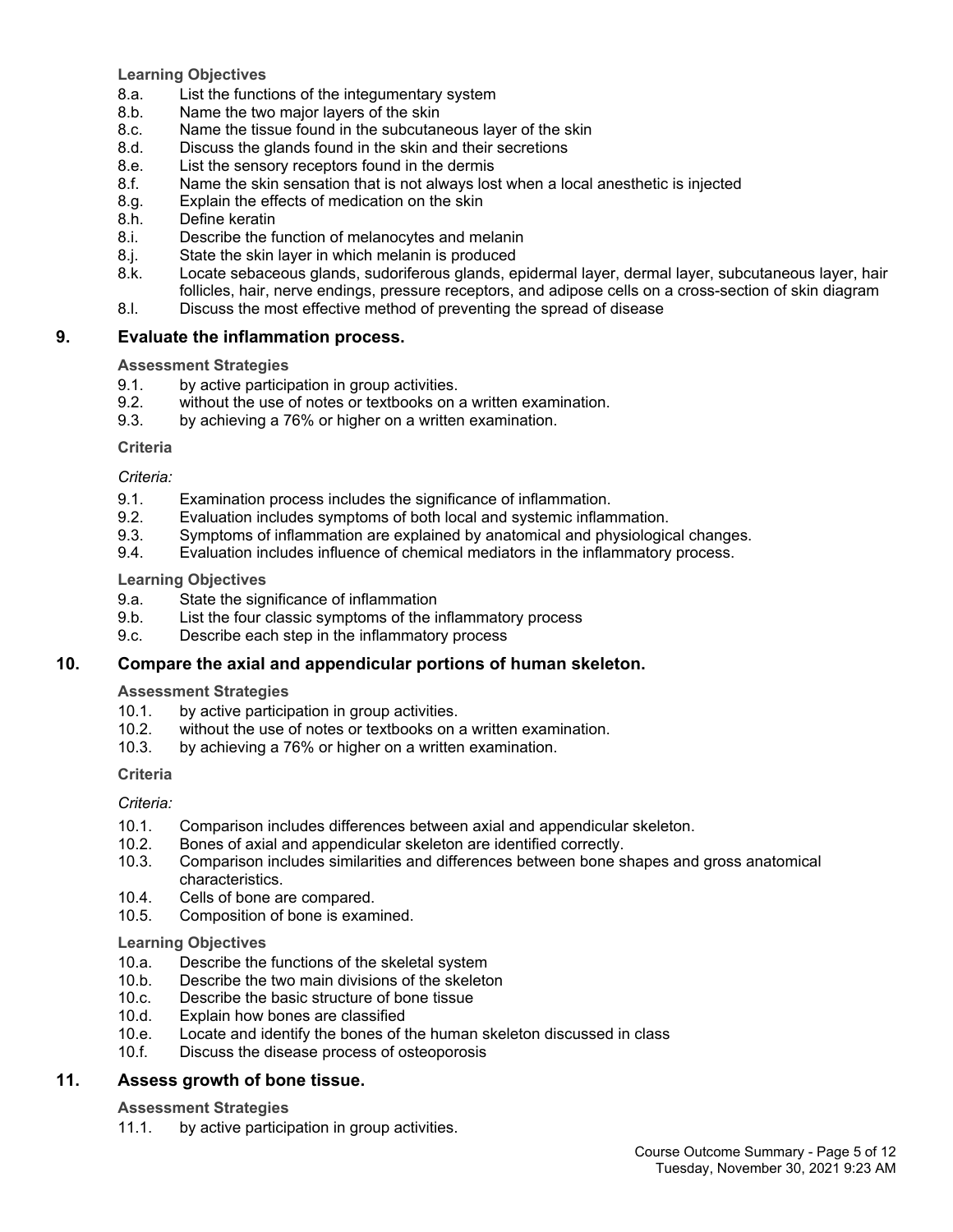**Learning Objectives**

8.a. List the functions of the integumentary system
8.b. Name the two major layers of the skin
8.c. Name the tissue found in the subcutaneous layer of the skin
8.d. Discuss the glands found in the skin and their secretions
8.e. List the sensory receptors found in the dermis
8.f. Name the skin sensation that is not always lost when a local anesthetic is injected
8.g. Explain the effects of medication on the skin
8.h. Define keratin
8.i. Describe the function of melanocytes and melanin
8.j. State the skin layer in which melanin is produced
8.k. Locate sebaceous glands, sudoriferous glands, epidermal layer, dermal layer, subcutaneous layer, hair follicles, hair, nerve endings, pressure receptors, and adipose cells on a cross-section of skin diagram
8.l. Discuss the most effective method of preventing the spread of disease

## 9. Evaluate the inflammation process.

**Assessment Strategies**

9.1. by active participation in group activities.
9.2. without the use of notes or textbooks on a written examination.
9.3. by achieving a 76% or higher on a written examination.

**Criteria**

*Criteria:*

9.1. Examination process includes the significance of inflammation.
9.2. Evaluation includes symptoms of both local and systemic inflammation.
9.3. Symptoms of inflammation are explained by anatomical and physiological changes.
9.4. Evaluation includes influence of chemical mediators in the inflammatory process.

**Learning Objectives**

9.a. State the significance of inflammation
9.b. List the four classic symptoms of the inflammatory process
9.c. Describe each step in the inflammatory process

## 10. Compare the axial and appendicular portions of human skeleton.

**Assessment Strategies**

10.1. by active participation in group activities.
10.2. without the use of notes or textbooks on a written examination.
10.3. by achieving a 76% or higher on a written examination.

**Criteria**

*Criteria:*

10.1. Comparison includes differences between axial and appendicular skeleton.
10.2. Bones of axial and appendicular skeleton are identified correctly.
10.3. Comparison includes similarities and differences between bone shapes and gross anatomical characteristics.
10.4. Cells of bone are compared.
10.5. Composition of bone is examined.

**Learning Objectives**

10.a. Describe the functions of the skeletal system
10.b. Describe the two main divisions of the skeleton
10.c. Describe the basic structure of bone tissue
10.d. Explain how bones are classified
10.e. Locate and identify the bones of the human skeleton discussed in class
10.f. Discuss the disease process of osteoporosis

## 11. Assess growth of bone tissue.

**Assessment Strategies**

11.1. by active participation in group activities.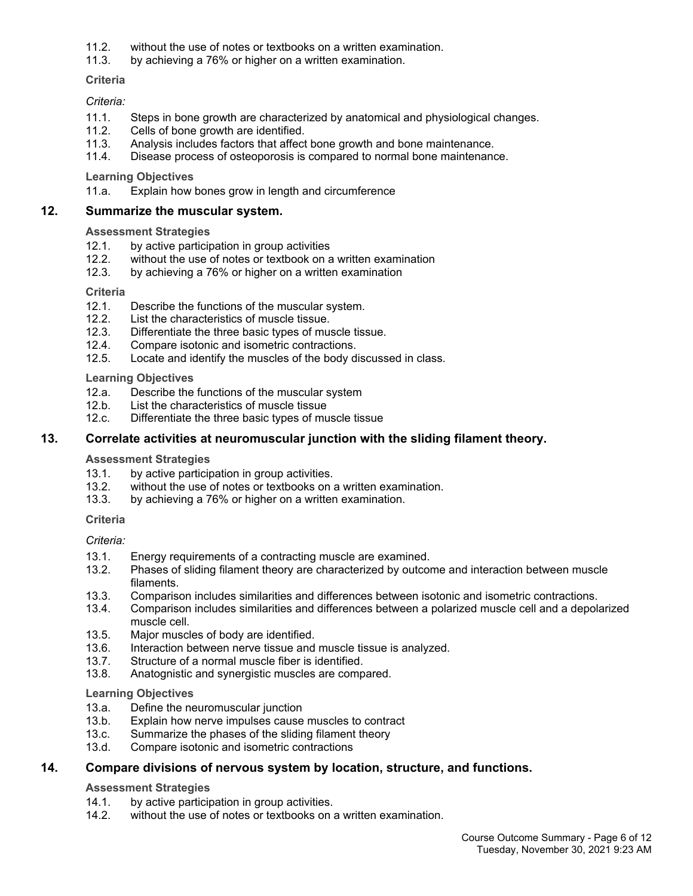11.2. without the use of notes or textbooks on a written examination.
11.3. by achieving a 76% or higher on a written examination.

**Criteria**

*Criteria:*

11.1. Steps in bone growth are characterized by anatomical and physiological changes.
11.2. Cells of bone growth are identified.
11.3. Analysis includes factors that affect bone growth and bone maintenance.
11.4. Disease process of osteoporosis is compared to normal bone maintenance.

**Learning Objectives**

11.a. Explain how bones grow in length and circumference

## 12. Summarize the muscular system.

**Assessment Strategies**

12.1. by active participation in group activities
12.2. without the use of notes or textbook on a written examination
12.3. by achieving a 76% or higher on a written examination

**Criteria**

12.1. Describe the functions of the muscular system.
12.2. List the characteristics of muscle tissue.
12.3. Differentiate the three basic types of muscle tissue.
12.4. Compare isotonic and isometric contractions.
12.5. Locate and identify the muscles of the body discussed in class.

**Learning Objectives**

12.a. Describe the functions of the muscular system
12.b. List the characteristics of muscle tissue
12.c. Differentiate the three basic types of muscle tissue

## 13. Correlate activities at neuromuscular junction with the sliding filament theory.

**Assessment Strategies**

13.1. by active participation in group activities.
13.2. without the use of notes or textbooks on a written examination.
13.3. by achieving a 76% or higher on a written examination.

**Criteria**

*Criteria:*

13.1. Energy requirements of a contracting muscle are examined.
13.2. Phases of sliding filament theory are characterized by outcome and interaction between muscle filaments.
13.3. Comparison includes similarities and differences between isotonic and isometric contractions.
13.4. Comparison includes similarities and differences between a polarized muscle cell and a depolarized muscle cell.
13.5. Major muscles of body are identified.
13.6. Interaction between nerve tissue and muscle tissue is analyzed.
13.7. Structure of a normal muscle fiber is identified.
13.8. Anatognistic and synergistic muscles are compared.

**Learning Objectives**

13.a. Define the neuromuscular junction
13.b. Explain how nerve impulses cause muscles to contract
13.c. Summarize the phases of the sliding filament theory
13.d. Compare isotonic and isometric contractions

## 14. Compare divisions of nervous system by location, structure, and functions.

**Assessment Strategies**

14.1. by active participation in group activities.
14.2. without the use of notes or textbooks on a written examination.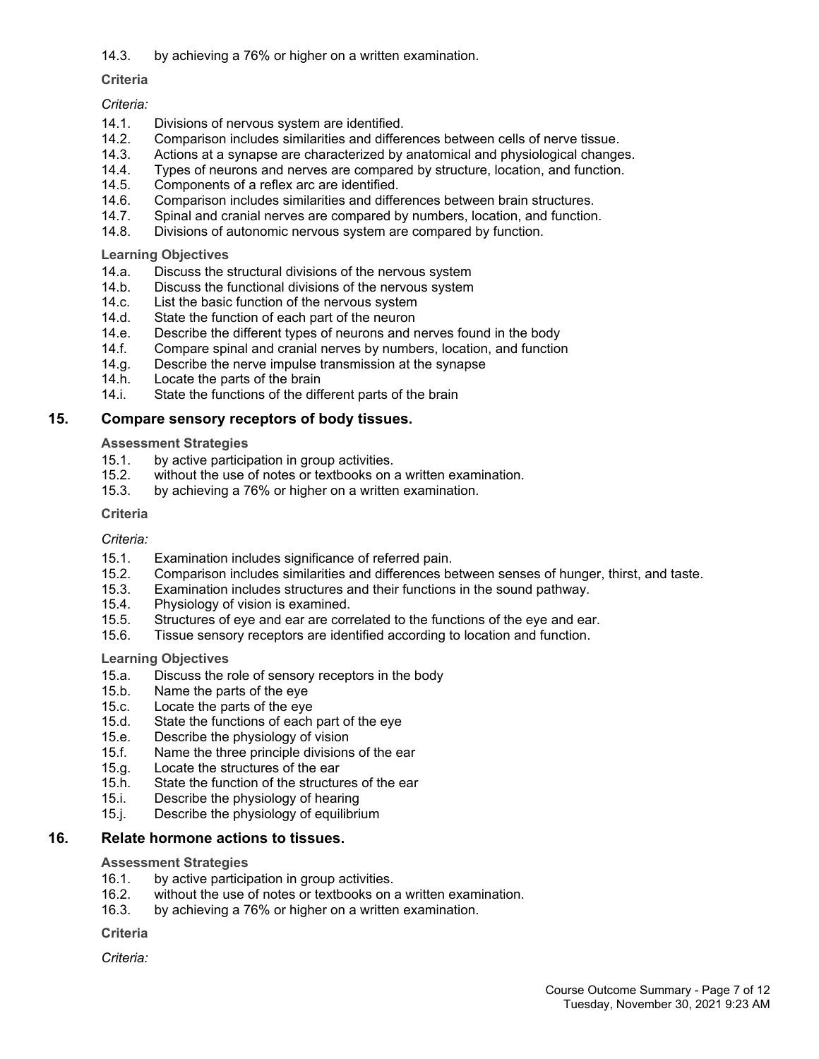14.3. by achieving a 76% or higher on a written examination.

**Criteria**

*Criteria:*

14.1. Divisions of nervous system are identified.
14.2. Comparison includes similarities and differences between cells of nerve tissue.
14.3. Actions at a synapse are characterized by anatomical and physiological changes.
14.4. Types of neurons and nerves are compared by structure, location, and function.
14.5. Components of a reflex arc are identified.
14.6. Comparison includes similarities and differences between brain structures.
14.7. Spinal and cranial nerves are compared by numbers, location, and function.
14.8. Divisions of autonomic nervous system are compared by function.

**Learning Objectives**

14.a. Discuss the structural divisions of the nervous system
14.b. Discuss the functional divisions of the nervous system
14.c. List the basic function of the nervous system
14.d. State the function of each part of the neuron
14.e. Describe the different types of neurons and nerves found in the body
14.f. Compare spinal and cranial nerves by numbers, location, and function
14.g. Describe the nerve impulse transmission at the synapse
14.h. Locate the parts of the brain
14.i. State the functions of the different parts of the brain

## 15. Compare sensory receptors of body tissues.

**Assessment Strategies**

15.1. by active participation in group activities.
15.2. without the use of notes or textbooks on a written examination.
15.3. by achieving a 76% or higher on a written examination.

**Criteria**

*Criteria:*

15.1. Examination includes significance of referred pain.
15.2. Comparison includes similarities and differences between senses of hunger, thirst, and taste.
15.3. Examination includes structures and their functions in the sound pathway.
15.4. Physiology of vision is examined.
15.5. Structures of eye and ear are correlated to the functions of the eye and ear.
15.6. Tissue sensory receptors are identified according to location and function.

**Learning Objectives**

15.a. Discuss the role of sensory receptors in the body
15.b. Name the parts of the eye
15.c. Locate the parts of the eye
15.d. State the functions of each part of the eye
15.e. Describe the physiology of vision
15.f. Name the three principle divisions of the ear
15.g. Locate the structures of the ear
15.h. State the function of the structures of the ear
15.i. Describe the physiology of hearing
15.j. Describe the physiology of equilibrium

## 16. Relate hormone actions to tissues.

**Assessment Strategies**

16.1. by active participation in group activities.
16.2. without the use of notes or textbooks on a written examination.
16.3. by achieving a 76% or higher on a written examination.

**Criteria**

*Criteria:*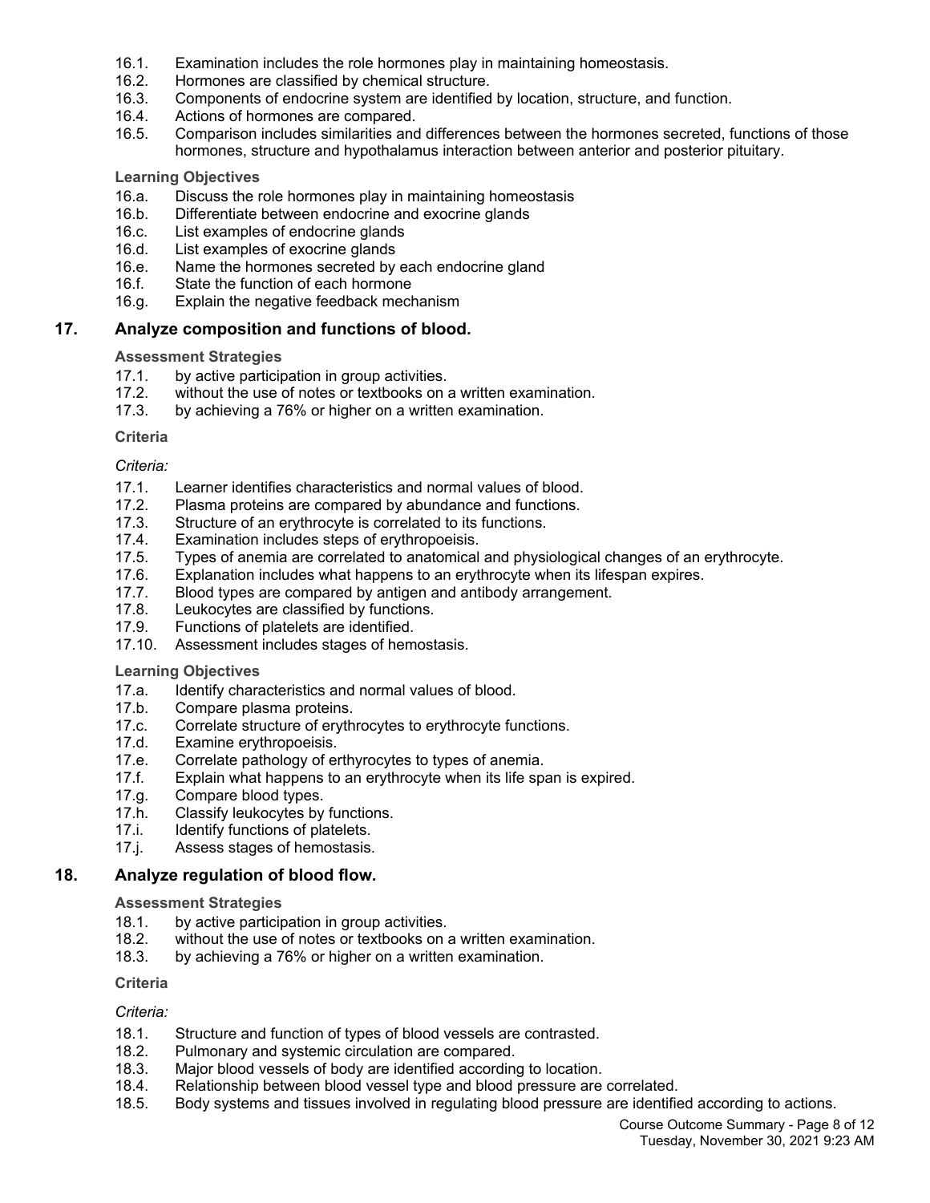16.1. Examination includes the role hormones play in maintaining homeostasis.
16.2. Hormones are classified by chemical structure.
16.3. Components of endocrine system are identified by location, structure, and function.
16.4. Actions of hormones are compared.
16.5. Comparison includes similarities and differences between the hormones secreted, functions of those hormones, structure and hypothalamus interaction between anterior and posterior pituitary.

**Learning Objectives**

16.a. Discuss the role hormones play in maintaining homeostasis
16.b. Differentiate between endocrine and exocrine glands
16.c. List examples of endocrine glands
16.d. List examples of exocrine glands
16.e. Name the hormones secreted by each endocrine gland
16.f. State the function of each hormone
16.g. Explain the negative feedback mechanism

## 17. Analyze composition and functions of blood.

**Assessment Strategies**

17.1. by active participation in group activities.
17.2. without the use of notes or textbooks on a written examination.
17.3. by achieving a 76% or higher on a written examination.

**Criteria**

*Criteria:*

17.1. Learner identifies characteristics and normal values of blood.
17.2. Plasma proteins are compared by abundance and functions.
17.3. Structure of an erythrocyte is correlated to its functions.
17.4. Examination includes steps of erythropoeisis.
17.5. Types of anemia are correlated to anatomical and physiological changes of an erythrocyte.
17.6. Explanation includes what happens to an erythrocyte when its lifespan expires.
17.7. Blood types are compared by antigen and antibody arrangement.
17.8. Leukocytes are classified by functions.
17.9. Functions of platelets are identified.
17.10. Assessment includes stages of hemostasis.

**Learning Objectives**

17.a. Identify characteristics and normal values of blood.
17.b. Compare plasma proteins.
17.c. Correlate structure of erythrocytes to erythrocyte functions.
17.d. Examine erythropoeisis.
17.e. Correlate pathology of erthyrocytes to types of anemia.
17.f. Explain what happens to an erythrocyte when its life span is expired.
17.g. Compare blood types.
17.h. Classify leukocytes by functions.
17.i. Identify functions of platelets.
17.j. Assess stages of hemostasis.

## 18. Analyze regulation of blood flow.

**Assessment Strategies**

18.1. by active participation in group activities.
18.2. without the use of notes or textbooks on a written examination.
18.3. by achieving a 76% or higher on a written examination.

**Criteria**

*Criteria:*

18.1. Structure and function of types of blood vessels are contrasted.
18.2. Pulmonary and systemic circulation are compared.
18.3. Major blood vessels of body are identified according to location.
18.4. Relationship between blood vessel type and blood pressure are correlated.
18.5. Body systems and tissues involved in regulating blood pressure are identified according to actions.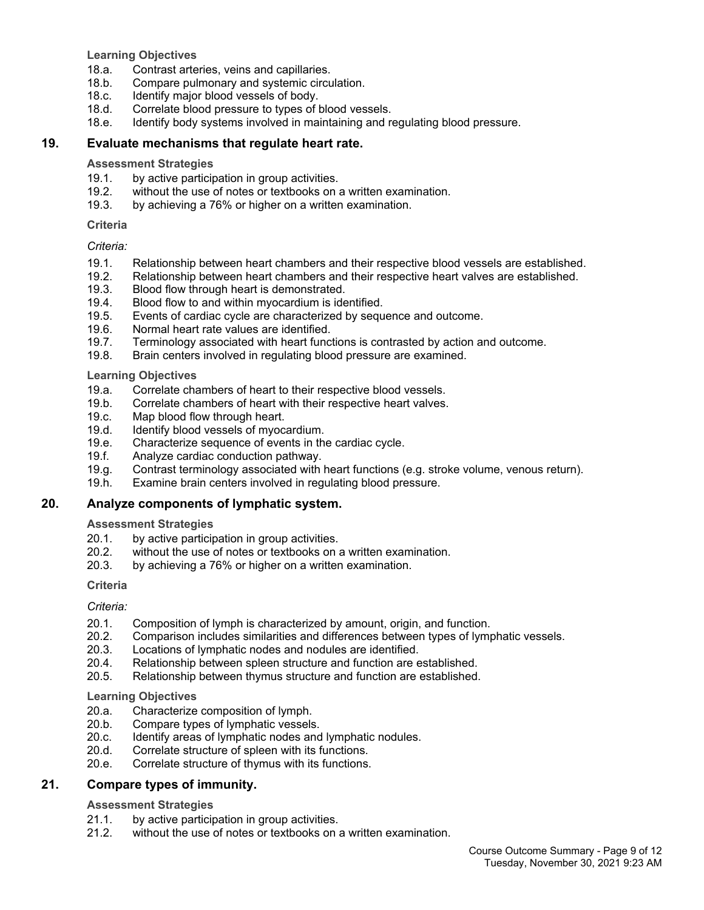**Learning Objectives**

18.a. Contrast arteries, veins and capillaries.
18.b. Compare pulmonary and systemic circulation.
18.c. Identify major blood vessels of body.
18.d. Correlate blood pressure to types of blood vessels.
18.e. Identify body systems involved in maintaining and regulating blood pressure.

## 19. Evaluate mechanisms that regulate heart rate.

**Assessment Strategies**

19.1. by active participation in group activities.
19.2. without the use of notes or textbooks on a written examination.
19.3. by achieving a 76% or higher on a written examination.

**Criteria**

*Criteria:*

19.1. Relationship between heart chambers and their respective blood vessels are established.
19.2. Relationship between heart chambers and their respective heart valves are established.
19.3. Blood flow through heart is demonstrated.
19.4. Blood flow to and within myocardium is identified.
19.5. Events of cardiac cycle are characterized by sequence and outcome.
19.6. Normal heart rate values are identified.
19.7. Terminology associated with heart functions is contrasted by action and outcome.
19.8. Brain centers involved in regulating blood pressure are examined.

**Learning Objectives**

19.a. Correlate chambers of heart to their respective blood vessels.
19.b. Correlate chambers of heart with their respective heart valves.
19.c. Map blood flow through heart.
19.d. Identify blood vessels of myocardium.
19.e. Characterize sequence of events in the cardiac cycle.
19.f. Analyze cardiac conduction pathway.
19.g. Contrast terminology associated with heart functions (e.g. stroke volume, venous return).
19.h. Examine brain centers involved in regulating blood pressure.

## 20. Analyze components of lymphatic system.

**Assessment Strategies**

20.1. by active participation in group activities.
20.2. without the use of notes or textbooks on a written examination.
20.3. by achieving a 76% or higher on a written examination.

**Criteria**

*Criteria:*

20.1. Composition of lymph is characterized by amount, origin, and function.
20.2. Comparison includes similarities and differences between types of lymphatic vessels.
20.3. Locations of lymphatic nodes and nodules are identified.
20.4. Relationship between spleen structure and function are established.
20.5. Relationship between thymus structure and function are established.

**Learning Objectives**

20.a. Characterize composition of lymph.
20.b. Compare types of lymphatic vessels.
20.c. Identify areas of lymphatic nodes and lymphatic nodules.
20.d. Correlate structure of spleen with its functions.
20.e. Correlate structure of thymus with its functions.

## 21. Compare types of immunity.

**Assessment Strategies**

21.1. by active participation in group activities.
21.2. without the use of notes or textbooks on a written examination.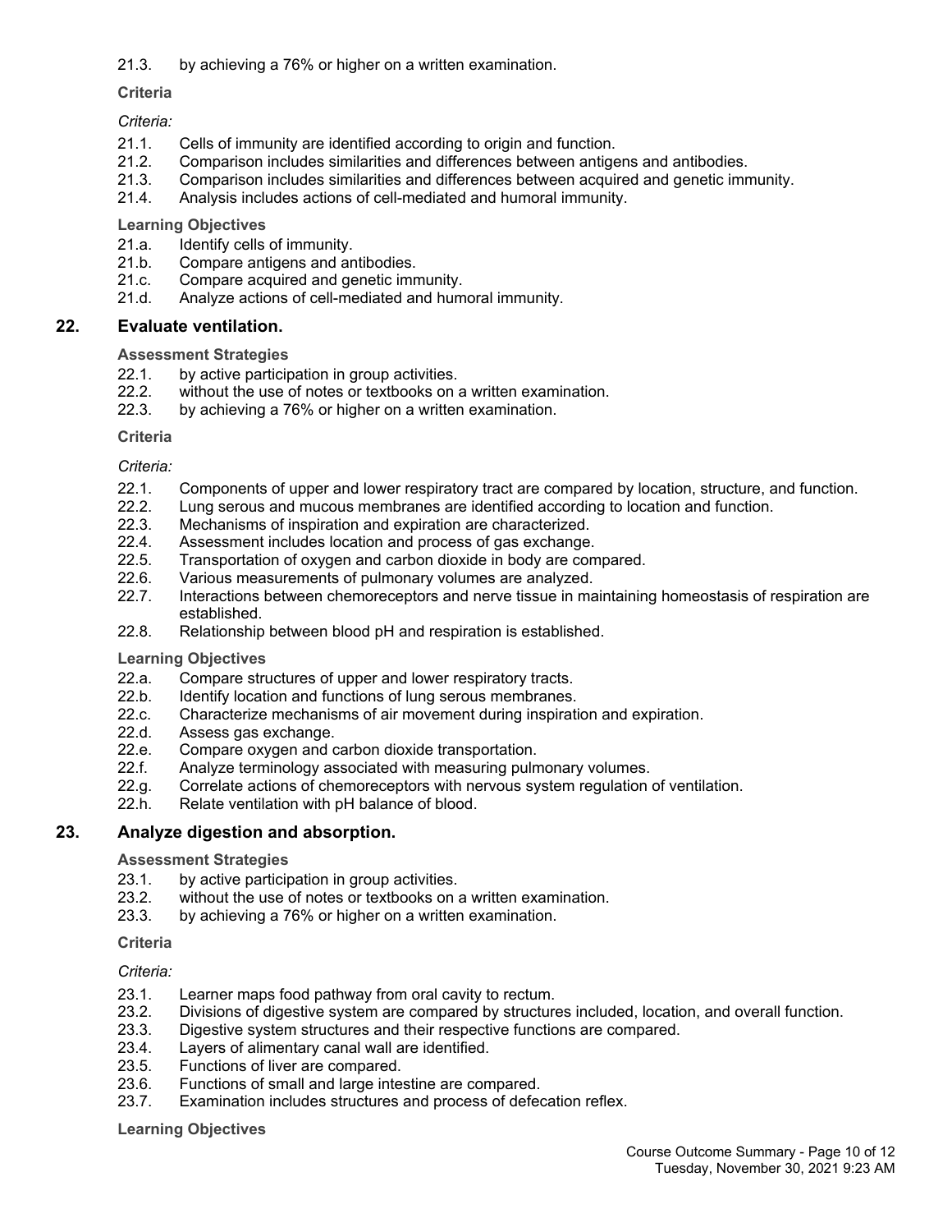21.3. by achieving a 76% or higher on a written examination.

**Criteria**

*Criteria:*

21.1. Cells of immunity are identified according to origin and function.
21.2. Comparison includes similarities and differences between antigens and antibodies.
21.3. Comparison includes similarities and differences between acquired and genetic immunity.
21.4. Analysis includes actions of cell-mediated and humoral immunity.

**Learning Objectives**

21.a. Identify cells of immunity.
21.b. Compare antigens and antibodies.
21.c. Compare acquired and genetic immunity.
21.d. Analyze actions of cell-mediated and humoral immunity.

## 22. Evaluate ventilation.

**Assessment Strategies**

22.1. by active participation in group activities.
22.2. without the use of notes or textbooks on a written examination.
22.3. by achieving a 76% or higher on a written examination.

**Criteria**

*Criteria:*

22.1. Components of upper and lower respiratory tract are compared by location, structure, and function.
22.2. Lung serous and mucous membranes are identified according to location and function.
22.3. Mechanisms of inspiration and expiration are characterized.
22.4. Assessment includes location and process of gas exchange.
22.5. Transportation of oxygen and carbon dioxide in body are compared.
22.6. Various measurements of pulmonary volumes are analyzed.
22.7. Interactions between chemoreceptors and nerve tissue in maintaining homeostasis of respiration are established.
22.8. Relationship between blood pH and respiration is established.

**Learning Objectives**

22.a. Compare structures of upper and lower respiratory tracts.
22.b. Identify location and functions of lung serous membranes.
22.c. Characterize mechanisms of air movement during inspiration and expiration.
22.d. Assess gas exchange.
22.e. Compare oxygen and carbon dioxide transportation.
22.f. Analyze terminology associated with measuring pulmonary volumes.
22.g. Correlate actions of chemoreceptors with nervous system regulation of ventilation.
22.h. Relate ventilation with pH balance of blood.

## 23. Analyze digestion and absorption.

**Assessment Strategies**

23.1. by active participation in group activities.
23.2. without the use of notes or textbooks on a written examination.
23.3. by achieving a 76% or higher on a written examination.

**Criteria**

*Criteria:*

23.1. Learner maps food pathway from oral cavity to rectum.
23.2. Divisions of digestive system are compared by structures included, location, and overall function.
23.3. Digestive system structures and their respective functions are compared.
23.4. Layers of alimentary canal wall are identified.
23.5. Functions of liver are compared.
23.6. Functions of small and large intestine are compared.
23.7. Examination includes structures and process of defecation reflex.

**Learning Objectives**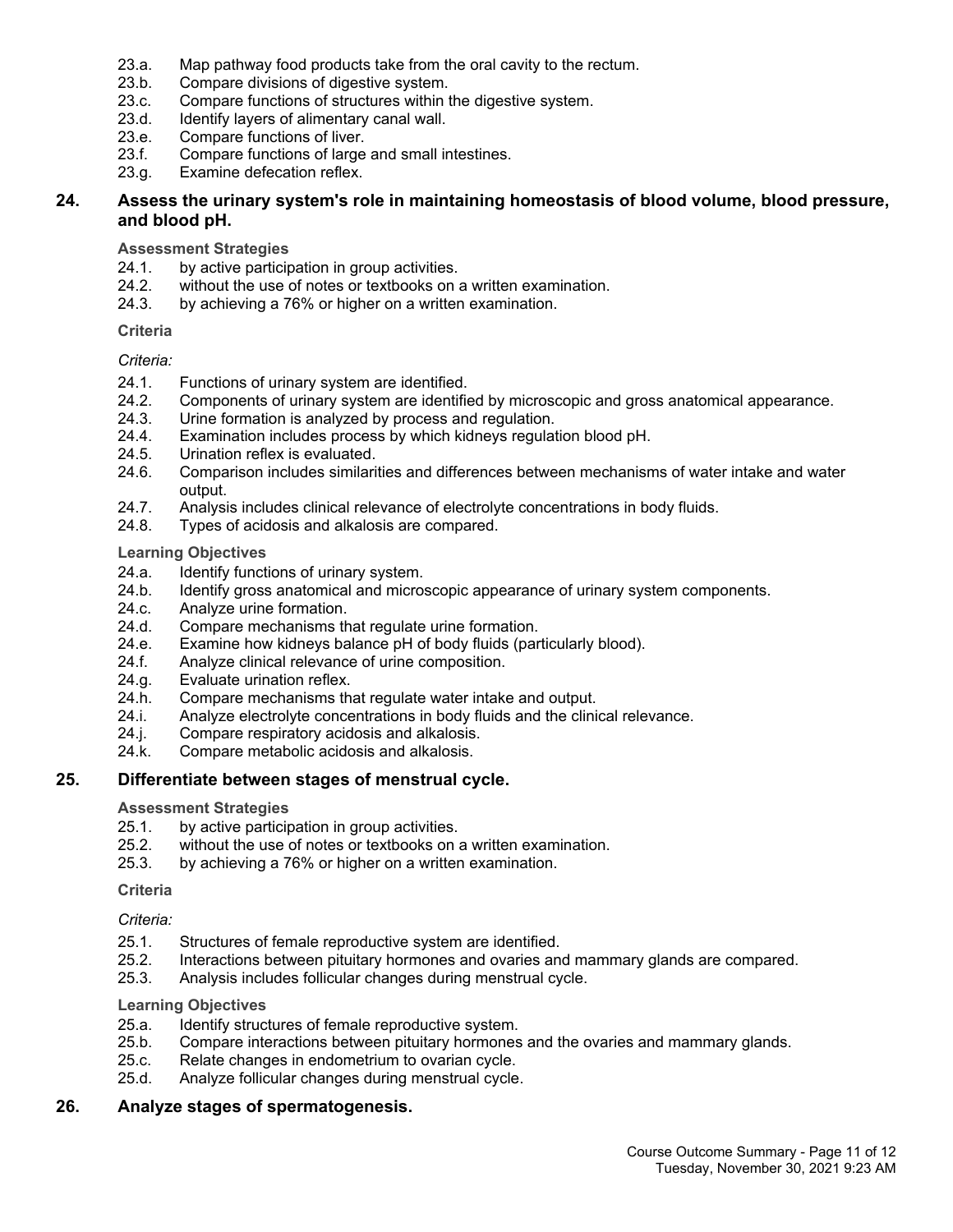23.a. Map pathway food products take from the oral cavity to the rectum.
23.b. Compare divisions of digestive system.
23.c. Compare functions of structures within the digestive system.
23.d. Identify layers of alimentary canal wall.
23.e. Compare functions of liver.
23.f. Compare functions of large and small intestines.
23.g. Examine defecation reflex.

## 24. Assess the urinary system's role in maintaining homeostasis of blood volume, blood pressure, and blood pH.

### Assessment Strategies

24.1. by active participation in group activities.
24.2. without the use of notes or textbooks on a written examination.
24.3. by achieving a 76% or higher on a written examination.

### Criteria

*Criteria:*

24.1. Functions of urinary system are identified.
24.2. Components of urinary system are identified by microscopic and gross anatomical appearance.
24.3. Urine formation is analyzed by process and regulation.
24.4. Examination includes process by which kidneys regulation blood pH.
24.5. Urination reflex is evaluated.
24.6. Comparison includes similarities and differences between mechanisms of water intake and water output.
24.7. Analysis includes clinical relevance of electrolyte concentrations in body fluids.
24.8. Types of acidosis and alkalosis are compared.

### Learning Objectives

24.a. Identify functions of urinary system.
24.b. Identify gross anatomical and microscopic appearance of urinary system components.
24.c. Analyze urine formation.
24.d. Compare mechanisms that regulate urine formation.
24.e. Examine how kidneys balance pH of body fluids (particularly blood).
24.f. Analyze clinical relevance of urine composition.
24.g. Evaluate urination reflex.
24.h. Compare mechanisms that regulate water intake and output.
24.i. Analyze electrolyte concentrations in body fluids and the clinical relevance.
24.j. Compare respiratory acidosis and alkalosis.
24.k. Compare metabolic acidosis and alkalosis.

## 25. Differentiate between stages of menstrual cycle.

### Assessment Strategies

25.1. by active participation in group activities.
25.2. without the use of notes or textbooks on a written examination.
25.3. by achieving a 76% or higher on a written examination.

### Criteria

*Criteria:*

25.1. Structures of female reproductive system are identified.
25.2. Interactions between pituitary hormones and ovaries and mammary glands are compared.
25.3. Analysis includes follicular changes during menstrual cycle.

### Learning Objectives

25.a. Identify structures of female reproductive system.
25.b. Compare interactions between pituitary hormones and the ovaries and mammary glands.
25.c. Relate changes in endometrium to ovarian cycle.
25.d. Analyze follicular changes during menstrual cycle.

## 26. Analyze stages of spermatogenesis.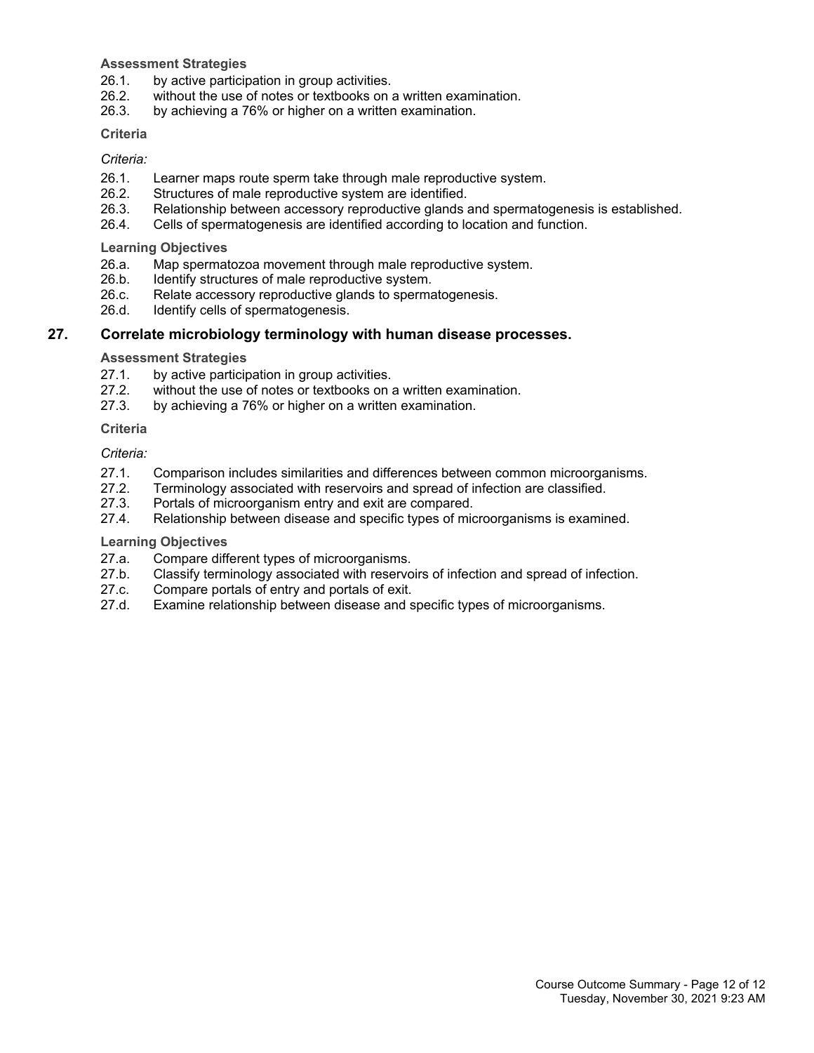**Assessment Strategies**

26.1. by active participation in group activities.
26.2. without the use of notes or textbooks on a written examination.
26.3. by achieving a 76% or higher on a written examination.

**Criteria**

*Criteria:*

26.1. Learner maps route sperm take through male reproductive system.
26.2. Structures of male reproductive system are identified.
26.3. Relationship between accessory reproductive glands and spermatogenesis is established.
26.4. Cells of spermatogenesis are identified according to location and function.

**Learning Objectives**

26.a. Map spermatozoa movement through male reproductive system.
26.b. Identify structures of male reproductive system.
26.c. Relate accessory reproductive glands to spermatogenesis.
26.d. Identify cells of spermatogenesis.

## 27. Correlate microbiology terminology with human disease processes.

**Assessment Strategies**

27.1. by active participation in group activities.
27.2. without the use of notes or textbooks on a written examination.
27.3. by achieving a 76% or higher on a written examination.

**Criteria**

*Criteria:*

27.1. Comparison includes similarities and differences between common microorganisms.
27.2. Terminology associated with reservoirs and spread of infection are classified.
27.3. Portals of microorganism entry and exit are compared.
27.4. Relationship between disease and specific types of microorganisms is examined.

**Learning Objectives**

27.a. Compare different types of microorganisms.
27.b. Classify terminology associated with reservoirs of infection and spread of infection.
27.c. Compare portals of entry and portals of exit.
27.d. Examine relationship between disease and specific types of microorganisms.